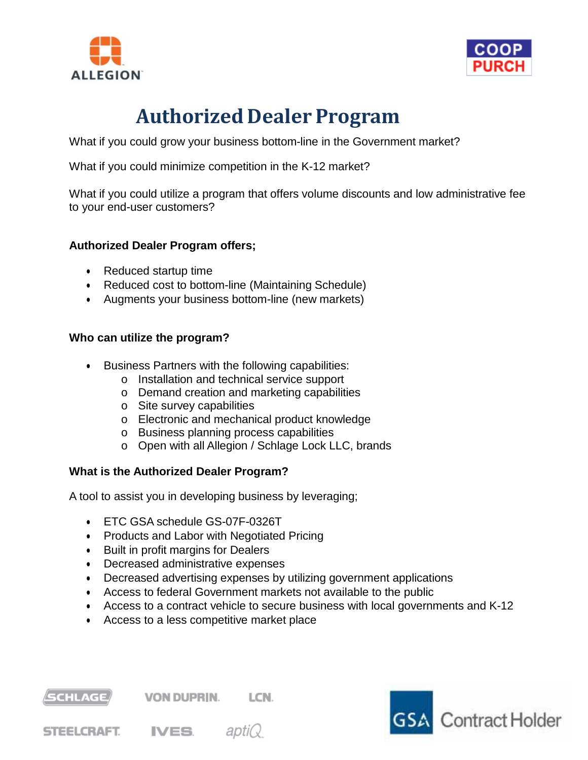ALLEGION

COOP PURCH

# Authorized Dealer Program

What if you could grow your business bottom-line in the Government market?

What if you could minimize competition in the K-12 market?

What if you could utilize a program that offers volume discounts and low administrative fee to your end-user customers?

**Authorized Dealer Program offers;**

- Reduced startup time
- Reduced cost to bottom-line (Maintaining Schedule)
- Augments your business bottom-line (new markets)

**Who can utilize the program?**

- Business Partners with the following capabilities:
  - Installation and technical service support
  - Demand creation and marketing capabilities
  - Site survey capabilities
  - Electronic and mechanical product knowledge
  - Business planning process capabilities
  - Open with all Allegion / Schlage Lock LLC, brands

**What is the Authorized Dealer Program?**

A tool to assist you in developing business by leveraging;

- ETC GSA schedule GS-07F-0326T
- Products and Labor with Negotiated Pricing
- Built in profit margins for Dealers
- Decreased administrative expenses
- Decreased advertising expenses by utilizing government applications
- Access to federal Government markets not available to the public
- Access to a contract vehicle to secure business with local governments and K-12
- Access to a less competitive market place

SCHLAGE VON DUPRIN LCN STEELCRAFT IVES aptiQ

GSA Contract Holder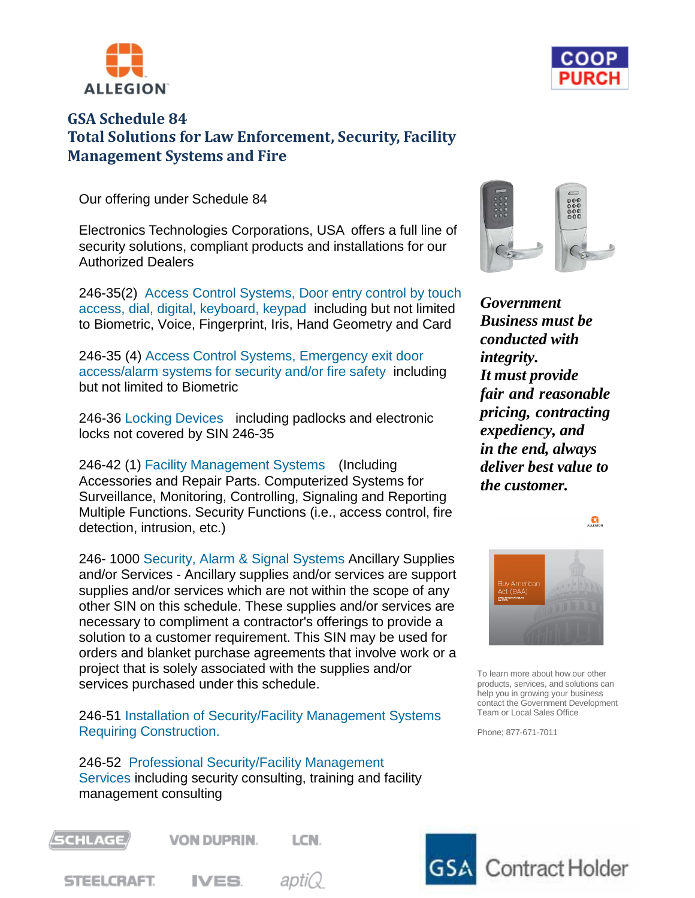ALLEGION

COOP PURCH

## GSA Schedule 84
## Total Solutions for Law Enforcement, Security, Facility Management Systems and Fire

Our offering under Schedule 84

Electronics Technologies Corporations, USA offers a full line of security solutions, compliant products and installations for our Authorized Dealers

246-35(2) Access Control Systems, Door entry control by touch access, dial, digital, keyboard, keypad including but not limited to Biometric, Voice, Fingerprint, Iris, Hand Geometry and Card

246-35 (4) Access Control Systems, Emergency exit door access/alarm systems for security and/or fire safety including but not limited to Biometric

246-36 Locking Devices including padlocks and electronic locks not covered by SIN 246-35

246-42 (1) Facility Management Systems (Including Accessories and Repair Parts. Computerized Systems for Surveillance, Monitoring, Controlling, Signaling and Reporting Multiple Functions. Security Functions (i.e., access control, fire detection, intrusion, etc.)

246- 1000 Security, Alarm & Signal Systems Ancillary Supplies and/or Services - Ancillary supplies and/or services are support supplies and/or services which are not within the scope of any other SIN on this schedule. These supplies and/or services are necessary to compliment a contractor's offerings to provide a solution to a customer requirement. This SIN may be used for orders and blanket purchase agreements that involve work or a project that is solely associated with the supplies and/or services purchased under this schedule.

246-51 Installation of Security/Facility Management Systems Requiring Construction.

246-52 Professional Security/Facility Management Services including security consulting, training and facility management consulting

***Government Business must be conducted with integrity. It must provide fair and reasonable pricing, contracting expediency, and in the end, always deliver best value to the customer.***

Buy American Act (BAA)

To learn more about how our other products, services, and solutions can help you in growing your business contact the Government Development Team or Local Sales Office

Phone; 877-671-7011

SCHLAGE VON DUPRIN LCN STEELCRAFT IVES aptiQ

GSA Contract Holder